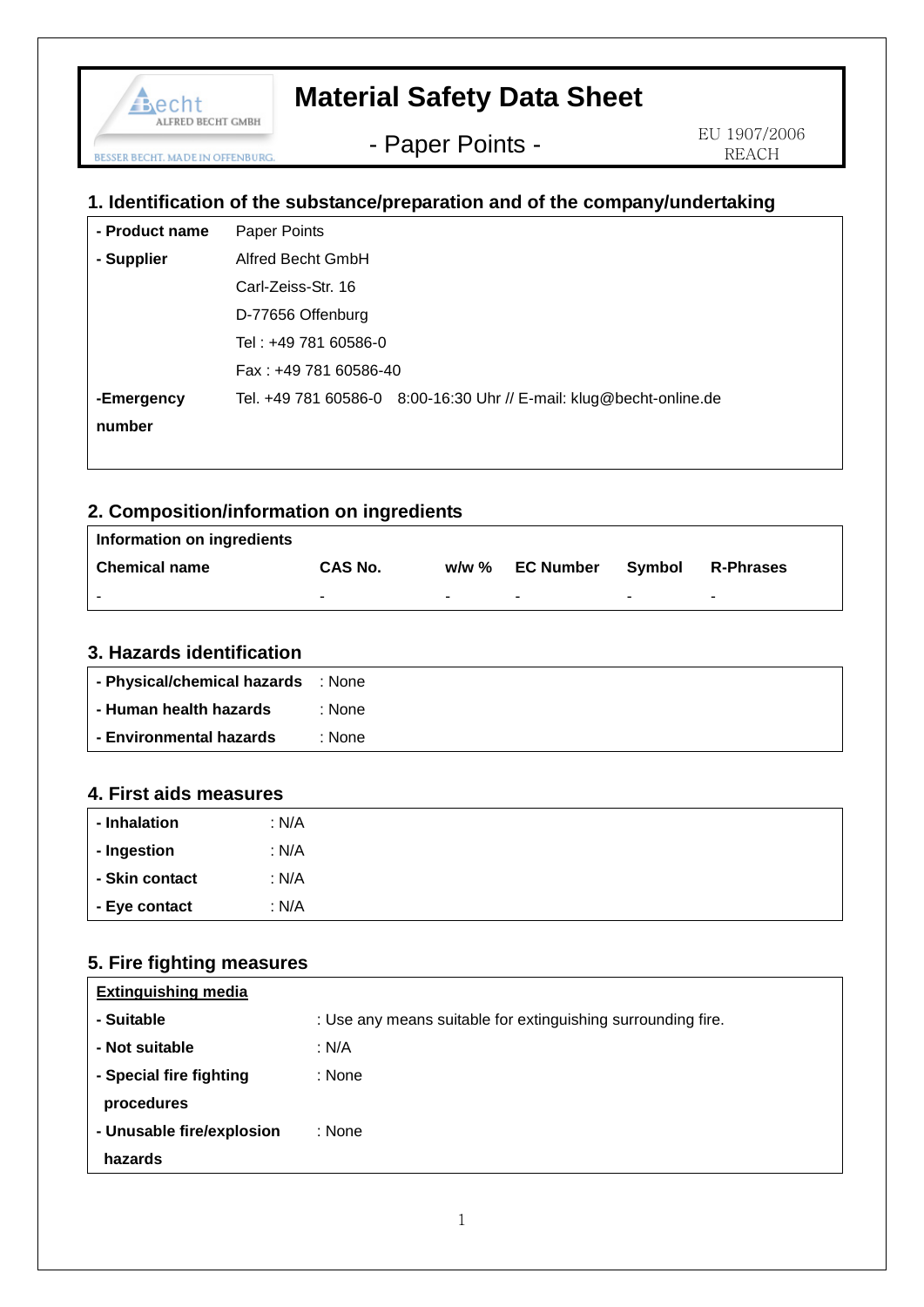# Material Safety Data Sheet

## - Paper Points -

EU 1907/2006 REACH

## 1. Identification of the substance/preparation and of the company/undertaking

| | |
|---|---|
| **- Product name** | Paper Points |
| **- Supplier** | Alfred Becht GmbH |
| | Carl-Zeiss-Str. 16 |
| | D-77656 Offenburg |
| | Tel : +49 781 60586-0 |
| | Fax : +49 781 60586-40 |
| **-Emergency number** | Tel. +49 781 60586-0 8:00-16:30 Uhr // E-mail: klug@becht-online.de |

## 2. Composition/information on ingredients

**Information on ingredients**

| Chemical name | CAS No. | w/w % | EC Number | Symbol | R-Phrases |
|---|---|---|---|---|---|
| - | - | - | - | - | - |

## 3. Hazards identification

| | |
|---|---|
| **- Physical/chemical hazards** | : None |
| **- Human health hazards** | : None |
| **- Environmental hazards** | : None |

## 4. First aids measures

| | |
|---|---|
| **- Inhalation** | : N/A |
| **- Ingestion** | : N/A |
| **- Skin contact** | : N/A |
| **- Eye contact** | : N/A |

## 5. Fire fighting measures

**Extinguishing media**

| | |
|---|---|
| **- Suitable** | : Use any means suitable for extinguishing surrounding fire. |
| **- Not suitable** | : N/A |
| **- Special fire fighting procedures** | : None |
| **- Unusable fire/explosion hazards** | : None |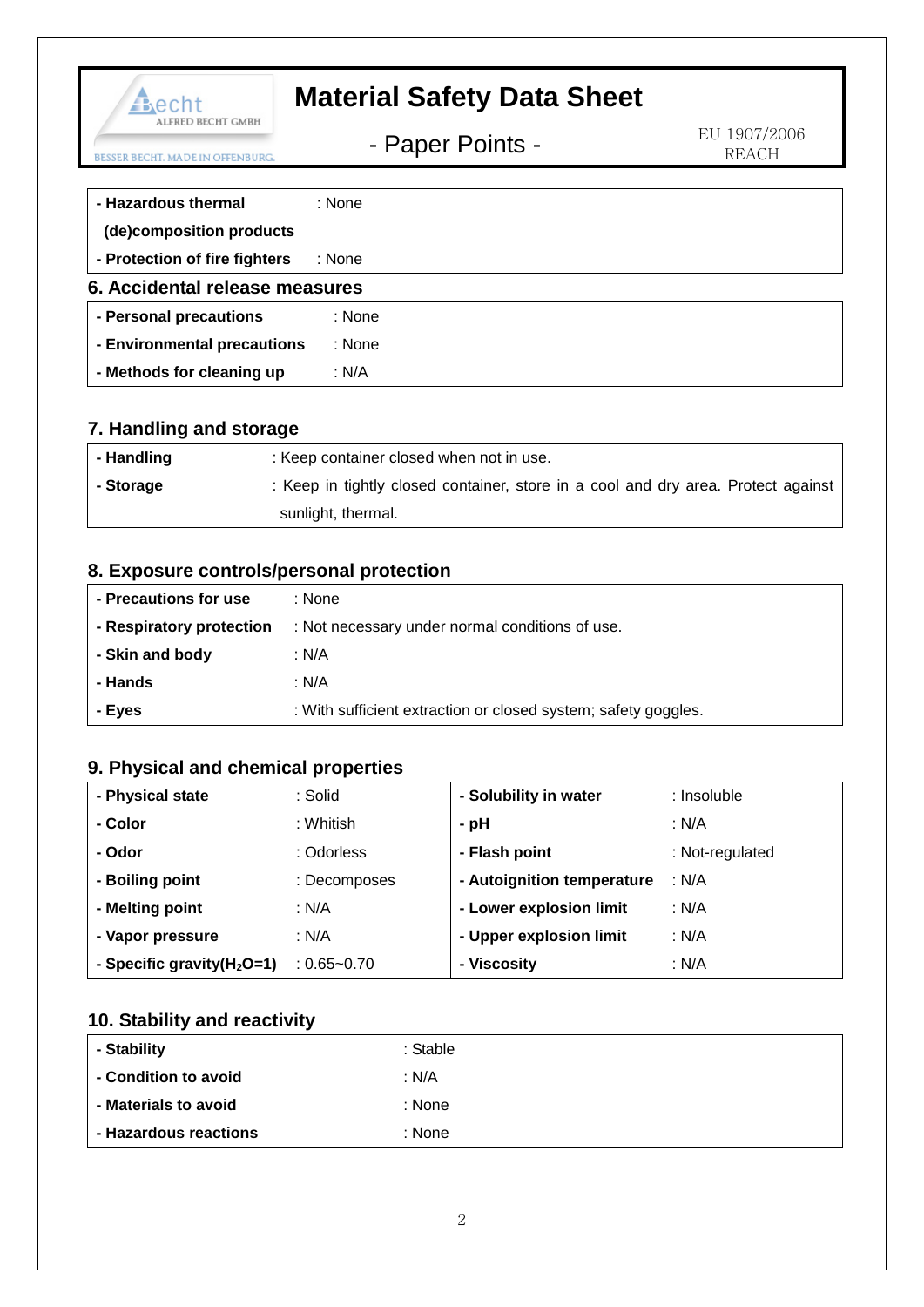| - **Hazardous thermal (de)composition products** | : None |
|---|---|
| - **Protection of fire fighters** | : None |

## 6. Accidental release measures

| - **Personal precautions** | : None |
|---|---|
| - **Environmental precautions** | : None |
| - **Methods for cleaning up** | : N/A |

## 7. Handling and storage

| - **Handling** | : Keep container closed when not in use. |
|---|---|
| - **Storage** | : Keep in tightly closed container, store in a cool and dry area. Protect against sunlight, thermal. |

## 8. Exposure controls/personal protection

| - **Precautions for use** | : None |
|---|---|
| - **Respiratory protection** | : Not necessary under normal conditions of use. |
| - **Skin and body** | : N/A |
| - **Hands** | : N/A |
| - **Eyes** | : With sufficient extraction or closed system; safety goggles. |

## 9. Physical and chemical properties

| - **Physical state** | : Solid | - **Solubility in water** | : Insoluble |
|---|---|---|---|
| - **Color** | : Whitish | - **pH** | : N/A |
| - **Odor** | : Odorless | - **Flash point** | : Not-regulated |
| - **Boiling point** | : Decomposes | - **Autoignition temperature** | : N/A |
| - **Melting point** | : N/A | - **Lower explosion limit** | : N/A |
| - **Vapor pressure** | : N/A | - **Upper explosion limit** | : N/A |
| - **Specific gravity($H_2O$=1)** | : 0.65~0.70 | - **Viscosity** | : N/A |

## 10. Stability and reactivity

| - **Stability** | : Stable |
|---|---|
| - **Condition to avoid** | : N/A |
| - **Materials to avoid** | : None |
| - **Hazardous reactions** | : None |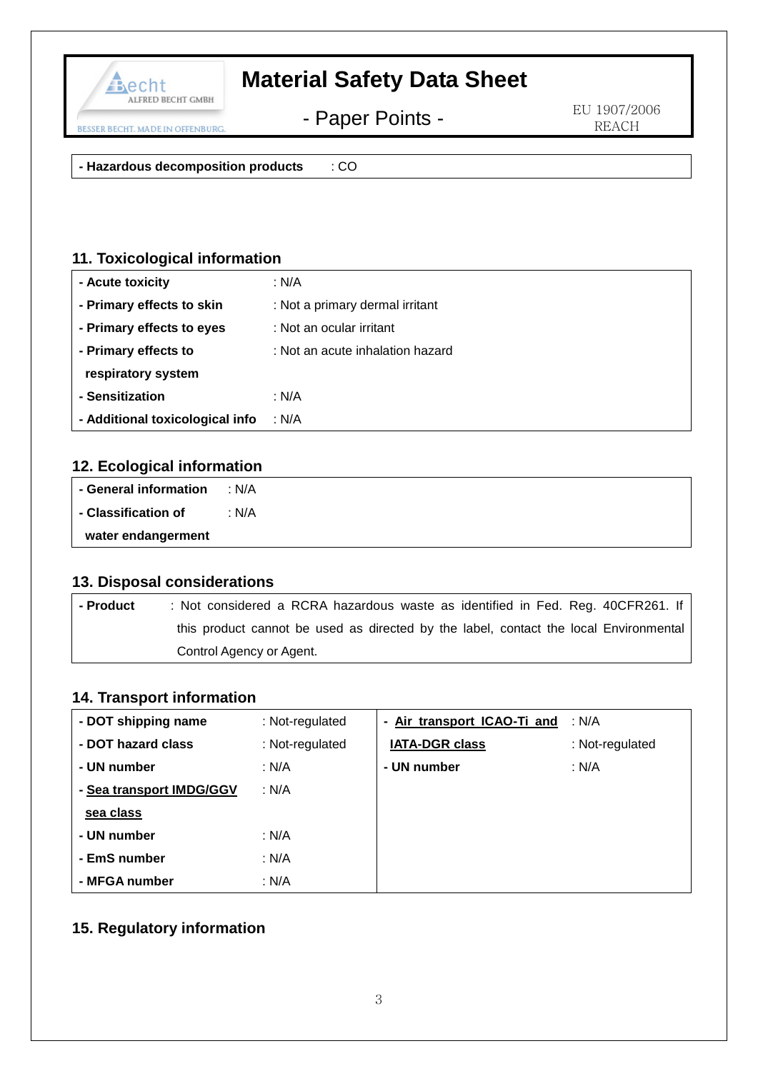| - Hazardous decomposition products | : CO |
|---|---|

## 11. Toxicological information

| | |
|---|---|
| - Acute toxicity | : N/A |
| - Primary effects to skin | : Not a primary dermal irritant |
| - Primary effects to eyes | : Not an ocular irritant |
| - Primary effects to respiratory system | : Not an acute inhalation hazard |
| - Sensitization | : N/A |
| - Additional toxicological info | : N/A |

## 12. Ecological information

| | |
|---|---|
| - General information | : N/A |
| - Classification of water endangerment | : N/A |

## 13. Disposal considerations

| | |
|---|---|
| - Product | : Not considered a RCRA hazardous waste as identified in Fed. Reg. 40CFR261. If this product cannot be used as directed by the label, contact the local Environmental Control Agency or Agent. |

## 14. Transport information

| | | | |
|---|---|---|---|
| - DOT shipping name | : Not-regulated | - Air transport ICAO-Ti and IATA-DGR class | : N/A |
| - DOT hazard class | : Not-regulated | | : Not-regulated |
| - UN number | : N/A | - UN number | : N/A |
| - Sea transport IMDG/GGV sea class | : N/A | | |
| - UN number | : N/A | | |
| - EmS number | : N/A | | |
| - MFGA number | : N/A | | |

## 15. Regulatory information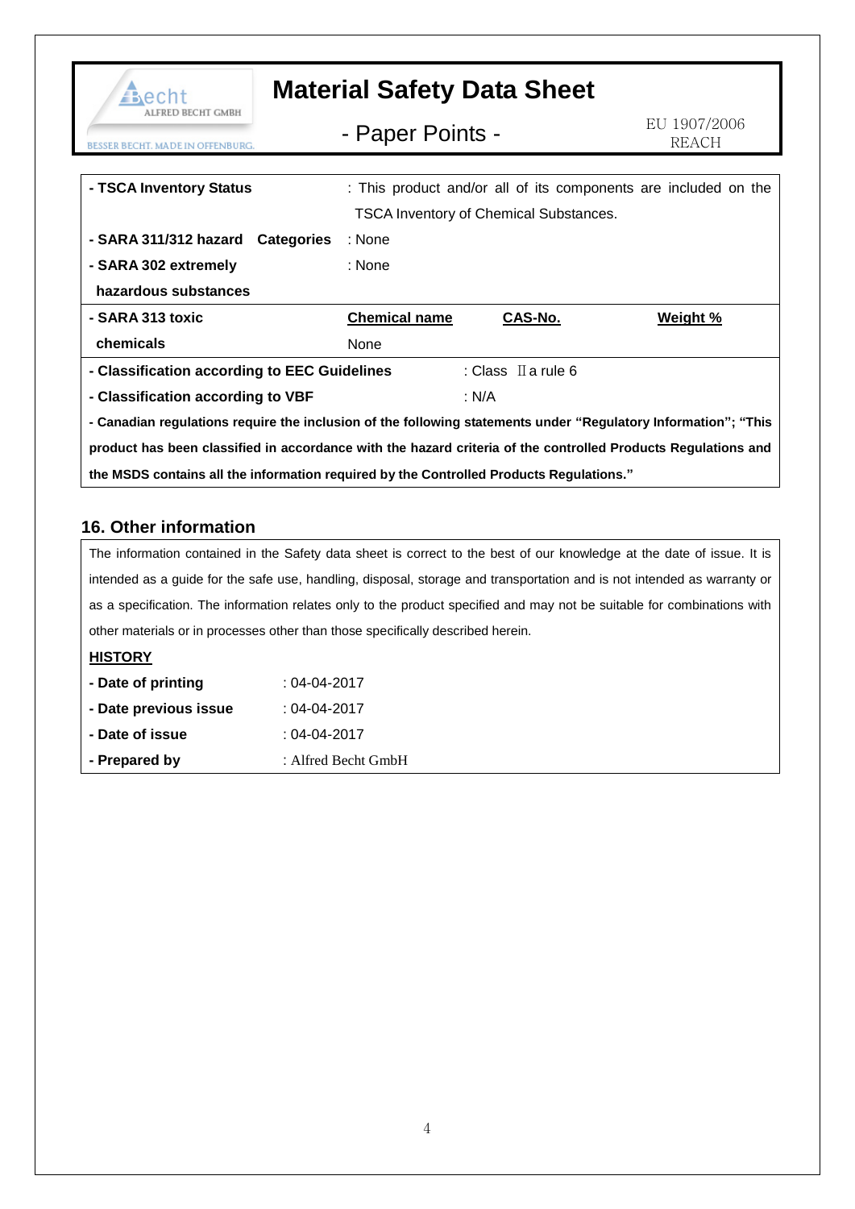| | | | |
|---|---|---|---|
| **- TSCA Inventory Status** | : This product and/or all of its components are included on the TSCA Inventory of Chemical Substances. | | |
| **- SARA 311/312 hazard Categories** | : None | | |
| **- SARA 302 extremely hazardous substances** | : None | | |
| **- SARA 313 toxic chemicals** | **Chemical name** | **CAS-No.** | **Weight %** |
| | None | | |
| **- Classification according to EEC Guidelines** | | : Class Ⅱa rule 6 | |
| **- Classification according to VBF** | | : N/A | |

**- Canadian regulations require the inclusion of the following statements under "Regulatory Information"; "This product has been classified in accordance with the hazard criteria of the controlled Products Regulations and the MSDS contains all the information required by the Controlled Products Regulations."**

## 16. Other information

The information contained in the Safety data sheet is correct to the best of our knowledge at the date of issue. It is intended as a guide for the safe use, handling, disposal, storage and transportation and is not intended as warranty or as a specification. The information relates only to the product specified and may not be suitable for combinations with other materials or in processes other than those specifically described herein.

**HISTORY**

| | |
|---|---|
| **- Date of printing** | : 04-04-2017 |
| **- Date previous issue** | : 04-04-2017 |
| **- Date of issue** | : 04-04-2017 |
| **- Prepared by** | : Alfred Becht GmbH |